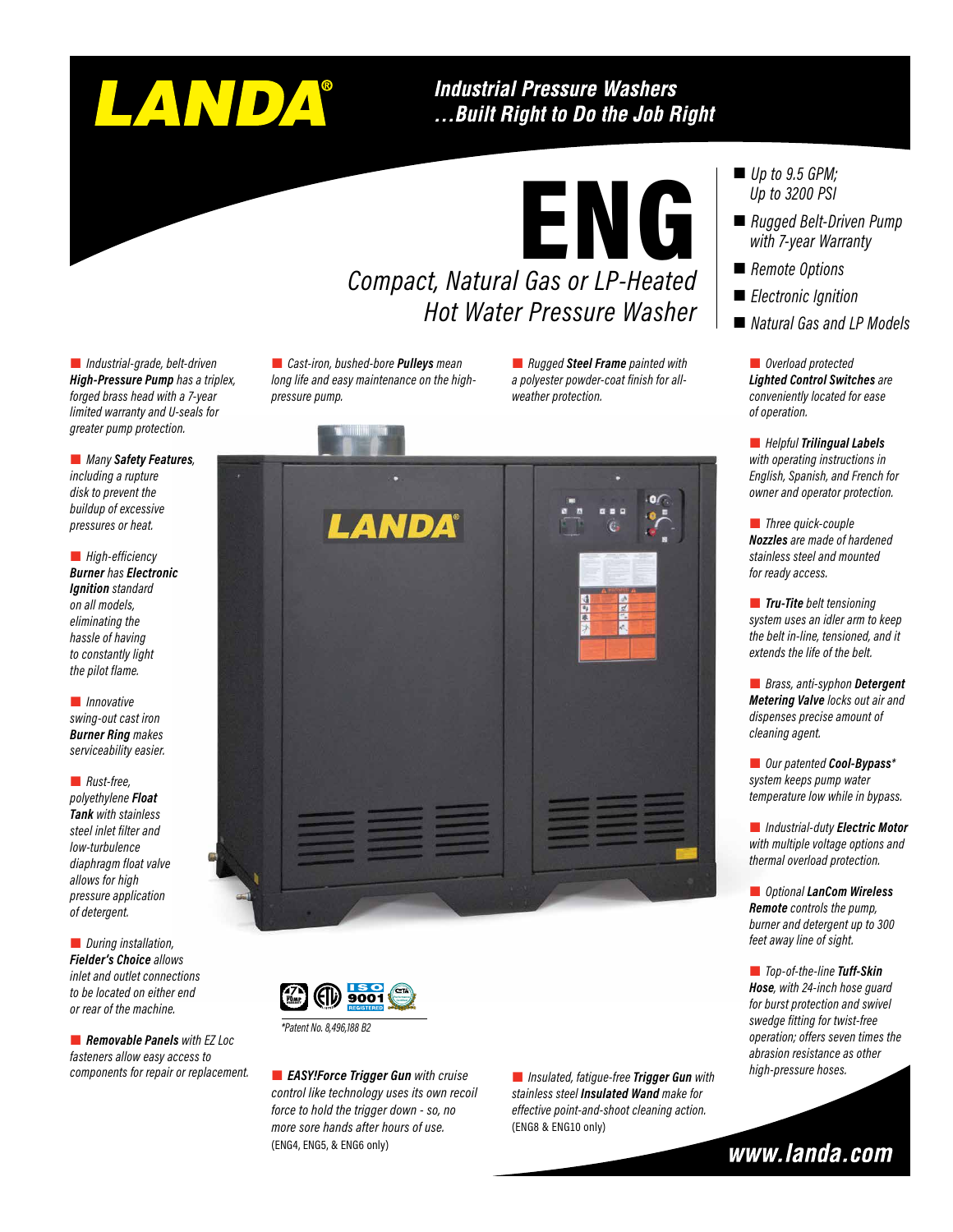# LANDA®

***Industrial Pressure Washers***
***...Built Right to Do the Job Right***

# ENG

## *Compact, Natural Gas or LP-Heated Hot Water Pressure Washer*

- *Up to 9.5 GPM; Up to 3200 PSI*
- *Rugged Belt-Driven Pump with 7-year Warranty*
- *Remote Options*
- *Electronic Ignition*
- *Natural Gas and LP Models*

- *Industrial-grade, belt-driven **High-Pressure Pump** has a triplex, forged brass head with a 7-year limited warranty and U-seals for greater pump protection.*
- *Many **Safety Features**, including a rupture disk to prevent the buildup of excessive pressures or heat.*
- *High-efficiency **Burner** has **Electronic Ignition** standard on all models, eliminating the hassle of having to constantly light the pilot flame.*
- *Innovative swing-out cast iron **Burner Ring** makes serviceability easier.*
- *Rust-free, polyethylene **Float Tank** with stainless steel inlet filter and low-turbulence diaphragm float valve allows for high pressure application of detergent.*
- *During installation, **Fielder's Choice** allows inlet and outlet connections to be located on either end or rear of the machine.*
- ***Removable Panels** with EZ Loc fasteners allow easy access to components for repair or replacement.*
- *Cast-iron, bushed-bore **Pulleys** mean long life and easy maintenance on the high-pressure pump.*
- *Rugged **Steel Frame** painted with a polyester powder-coat finish for all-weather protection.*
- *Overload protected **Lighted Control Switches** are conveniently located for ease of operation.*
- *Helpful **Trilingual Labels** with operating instructions in English, Spanish, and French for owner and operator protection.*
- *Three quick-couple **Nozzles** are made of hardened stainless steel and mounted for ready access.*
- ***Tru-Tite** belt tensioning system uses an idler arm to keep the belt in-line, tensioned, and it extends the life of the belt.*
- *Brass, anti-syphon **Detergent Metering Valve** locks out air and dispenses precise amount of cleaning agent.*
- *Our patented **Cool-Bypass**\* system keeps pump water temperature low while in bypass.*
- *Industrial-duty **Electric Motor** with multiple voltage options and thermal overload protection.*
- *Optional **LanCom Wireless Remote** controls the pump, burner and detergent up to 300 feet away line of sight.*
- *Top-of-the-line **Tuff-Skin Hose**, with 24-inch hose guard for burst protection and swivel swedge fitting for twist-free operation; offers seven times the abrasion resistance as other high-pressure hoses.*
- ***EASY!Force Trigger Gun** with cruise control like technology uses its own recoil force to hold the trigger down - so, no more sore hands after hours of use.* (ENG4, ENG5, & ENG6 only)
- *Insulated, fatigue-free **Trigger Gun** with stainless steel **Insulated Wand** make for effective point-and-shoot cleaning action.* (ENG8 & ENG10 only)

ISO 9001 REGISTERED

*\*Patent No. 8,496,188 B2*

***www.landa.com***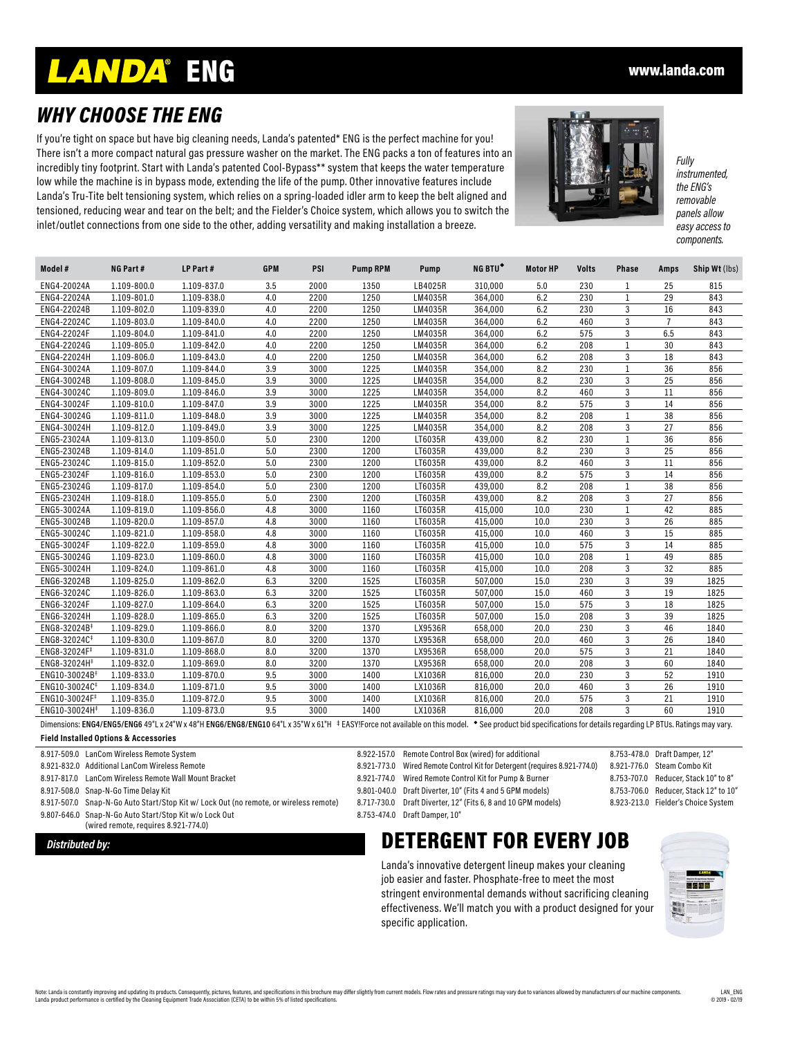# LANDA® ENG

www.landa.com

## WHY CHOOSE THE ENG

If you're tight on space but have big cleaning needs, Landa's patented* ENG is the perfect machine for you! There isn't a more compact natural gas pressure washer on the market. The ENG packs a ton of features into an incredibly tiny footprint. Start with Landa's patented Cool-Bypass** system that keeps the water temperature low while the machine is in bypass mode, extending the life of the pump. Other innovative features include Landa's Tru-Tite belt tensioning system, which relies on a spring-loaded idler arm to keep the belt aligned and tensioned, reducing wear and tear on the belt; and the Fielder's Choice system, which allows you to switch the inlet/outlet connections from one side to the other, adding versatility and making installation a breeze.

*Fully instrumented, the ENG's removable panels allow easy access to components.*

| Model # | NG Part # | LP Part # | GPM | PSI | Pump RPM | Pump | NG BTU◆ | Motor HP | Volts | Phase | Amps | Ship Wt (lbs) |
|---|---|---|---|---|---|---|---|---|---|---|---|---|
| ENG4-20024A | 1.109-800.0 | 1.109-837.0 | 3.5 | 2000 | 1350 | LB4025R | 310,000 | 5.0 | 230 | 1 | 25 | 815 |
| ENG4-22024A | 1.109-801.0 | 1.109-838.0 | 4.0 | 2200 | 1250 | LM4035R | 364,000 | 6.2 | 230 | 1 | 29 | 843 |
| ENG4-22024B | 1.109-802.0 | 1.109-839.0 | 4.0 | 2200 | 1250 | LM4035R | 364,000 | 6.2 | 230 | 3 | 16 | 843 |
| ENG4-22024C | 1.109-803.0 | 1.109-840.0 | 4.0 | 2200 | 1250 | LM4035R | 364,000 | 6.2 | 460 | 3 | 7 | 843 |
| ENG4-22024F | 1.109-804.0 | 1.109-841.0 | 4.0 | 2200 | 1250 | LM4035R | 364,000 | 6.2 | 575 | 3 | 6.5 | 843 |
| ENG4-22024G | 1.109-805.0 | 1.109-842.0 | 4.0 | 2200 | 1250 | LM4035R | 364,000 | 6.2 | 208 | 1 | 30 | 843 |
| ENG4-22024H | 1.109-806.0 | 1.109-843.0 | 4.0 | 2200 | 1250 | LM4035R | 364,000 | 6.2 | 208 | 3 | 18 | 843 |
| ENG4-30024A | 1.109-807.0 | 1.109-844.0 | 3.9 | 3000 | 1225 | LM4035R | 354,000 | 8.2 | 230 | 1 | 36 | 856 |
| ENG4-30024B | 1.109-808.0 | 1.109-845.0 | 3.9 | 3000 | 1225 | LM4035R | 354,000 | 8.2 | 230 | 3 | 25 | 856 |
| ENG4-30024C | 1.109-809.0 | 1.109-846.0 | 3.9 | 3000 | 1225 | LM4035R | 354,000 | 8.2 | 460 | 3 | 11 | 856 |
| ENG4-30024F | 1.109-810.0 | 1.109-847.0 | 3.9 | 3000 | 1225 | LM4035R | 354,000 | 8.2 | 575 | 3 | 14 | 856 |
| ENG4-30024G | 1.109-811.0 | 1.109-848.0 | 3.9 | 3000 | 1225 | LM4035R | 354,000 | 8.2 | 208 | 1 | 38 | 856 |
| ENG4-30024H | 1.109-812.0 | 1.109-849.0 | 3.9 | 3000 | 1225 | LM4035R | 354,000 | 8.2 | 208 | 3 | 27 | 856 |
| ENG5-23024A | 1.109-813.0 | 1.109-850.0 | 5.0 | 2300 | 1200 | LT6035R | 439,000 | 8.2 | 230 | 1 | 36 | 856 |
| ENG5-23024B | 1.109-814.0 | 1.109-851.0 | 5.0 | 2300 | 1200 | LT6035R | 439,000 | 8.2 | 230 | 3 | 25 | 856 |
| ENG5-23024C | 1.109-815.0 | 1.109-852.0 | 5.0 | 2300 | 1200 | LT6035R | 439,000 | 8.2 | 460 | 3 | 11 | 856 |
| ENG5-23024F | 1.109-816.0 | 1.109-853.0 | 5.0 | 2300 | 1200 | LT6035R | 439,000 | 8.2 | 575 | 3 | 14 | 856 |
| ENG5-23024G | 1.109-817.0 | 1.109-854.0 | 5.0 | 2300 | 1200 | LT6035R | 439,000 | 8.2 | 208 | 1 | 38 | 856 |
| ENG5-23024H | 1.109-818.0 | 1.109-855.0 | 5.0 | 2300 | 1200 | LT6035R | 439,000 | 8.2 | 208 | 3 | 27 | 856 |
| ENG5-30024A | 1.109-819.0 | 1.109-856.0 | 4.8 | 3000 | 1160 | LT6035R | 415,000 | 10.0 | 230 | 1 | 42 | 885 |
| ENG5-30024B | 1.109-820.0 | 1.109-857.0 | 4.8 | 3000 | 1160 | LT6035R | 415,000 | 10.0 | 230 | 3 | 26 | 885 |
| ENG5-30024C | 1.109-821.0 | 1.109-858.0 | 4.8 | 3000 | 1160 | LT6035R | 415,000 | 10.0 | 460 | 3 | 15 | 885 |
| ENG5-30024F | 1.109-822.0 | 1.109-859.0 | 4.8 | 3000 | 1160 | LT6035R | 415,000 | 10.0 | 575 | 3 | 14 | 885 |
| ENG5-30024G | 1.109-823.0 | 1.109-860.0 | 4.8 | 3000 | 1160 | LT6035R | 415,000 | 10.0 | 208 | 1 | 49 | 885 |
| ENG5-30024H | 1.109-824.0 | 1.109-861.0 | 4.8 | 3000 | 1160 | LT6035R | 415,000 | 10.0 | 208 | 3 | 32 | 885 |
| ENG6-32024B | 1.109-825.0 | 1.109-862.0 | 6.3 | 3200 | 1525 | LT6035R | 507,000 | 15.0 | 230 | 3 | 39 | 1825 |
| ENG6-32024C | 1.109-826.0 | 1.109-863.0 | 6.3 | 3200 | 1525 | LT6035R | 507,000 | 15.0 | 460 | 3 | 19 | 1825 |
| ENG6-32024F | 1.109-827.0 | 1.109-864.0 | 6.3 | 3200 | 1525 | LT6035R | 507,000 | 15.0 | 575 | 3 | 18 | 1825 |
| ENG6-32024H | 1.109-828.0 | 1.109-865.0 | 6.3 | 3200 | 1525 | LT6035R | 507,000 | 15.0 | 208 | 3 | 39 | 1825 |
| ENG8-32024B‡ | 1.109-829.0 | 1.109-866.0 | 8.0 | 3200 | 1370 | LX9536R | 658,000 | 20.0 | 230 | 3 | 46 | 1840 |
| ENG8-32024C‡ | 1.109-830.0 | 1.109-867.0 | 8.0 | 3200 | 1370 | LX9536R | 658,000 | 20.0 | 460 | 3 | 26 | 1840 |
| ENG8-32024F‡ | 1.109-831.0 | 1.109-868.0 | 8.0 | 3200 | 1370 | LX9536R | 658,000 | 20.0 | 575 | 3 | 21 | 1840 |
| ENG8-32024H‡ | 1.109-832.0 | 1.109-869.0 | 8.0 | 3200 | 1370 | LX9536R | 658,000 | 20.0 | 208 | 3 | 60 | 1840 |
| ENG10-30024B‡ | 1.109-833.0 | 1.109-870.0 | 9.5 | 3000 | 1400 | LX1036R | 816,000 | 20.0 | 230 | 3 | 52 | 1910 |
| ENG10-30024C‡ | 1.109-834.0 | 1.109-871.0 | 9.5 | 3000 | 1400 | LX1036R | 816,000 | 20.0 | 460 | 3 | 26 | 1910 |
| ENG10-30024F‡ | 1.109-835.0 | 1.109-872.0 | 9.5 | 3000 | 1400 | LX1036R | 816,000 | 20.0 | 575 | 3 | 21 | 1910 |
| ENG10-30024H‡ | 1.109-836.0 | 1.109-873.0 | 9.5 | 3000 | 1400 | LX1036R | 816,000 | 20.0 | 208 | 3 | 60 | 1910 |

Dimensions: **ENG4/ENG5/ENG6** 49"L x 24"W x 48"H **ENG6/ENG8/ENG10** 64"L x 35"W x 61"H ‡ EASY!Force not available on this model. ◆ See product bid specifications for details regarding LP BTUs. Ratings may vary.

**Field Installed Options & Accessories**

- 8.917-509.0 LanCom Wireless Remote System
- 8.921-832.0 Additional LanCom Wireless Remote
- 8.917-817.0 LanCom Wireless Remote Wall Mount Bracket
- 8.917-508.0 Snap-N-Go Time Delay Kit
- 8.917-507.0 Snap-N-Go Auto Start/Stop Kit w/ Lock Out (no remote, or wireless remote)
- 9.807-646.0 Snap-N-Go Auto Start/Stop Kit w/o Lock Out (wired remote, requires 8.921-774.0)
- 8.922-157.0 Remote Control Box (wired) for additional
- 8.921-773.0 Wired Remote Control Kit for Detergent (requires 8.921-774.0)
- 8.921-774.0 Wired Remote Control Kit for Pump & Burner
- 9.801-040.0 Draft Diverter, 10" (Fits 4 and 5 GPM models)
- 8.717-730.0 Draft Diverter, 12" (Fits 6, 8 and 10 GPM models)
- 8.753-474.0 Draft Damper, 10"
- 8.753-478.0 Draft Damper, 12"
- 8.921-776.0 Steam Combo Kit
- 8.753-707.0 Reducer, Stack 10" to 8"
- 8.753-706.0 Reducer, Stack 12" to 10"
- 8.923-213.0 Fielder's Choice System

*Distributed by:*

## DETERGENT FOR EVERY JOB

Landa's innovative detergent lineup makes your cleaning job easier and faster. Phosphate-free to meet the most stringent environmental demands without sacrificing cleaning effectiveness. We'll match you with a product designed for your specific application.

Note: Landa is constantly improving and updating its products. Consequently, pictures, features, and specifications in this brochure may differ slightly from current models. Flow rates and pressure ratings may vary due to variances allowed by manufacturers of our machine components. Landa product performance is certified by the Cleaning Equipment Trade Association (CETA) to be within 5% of listed specifications.

LAN_ENG
© 2019 • 02/19